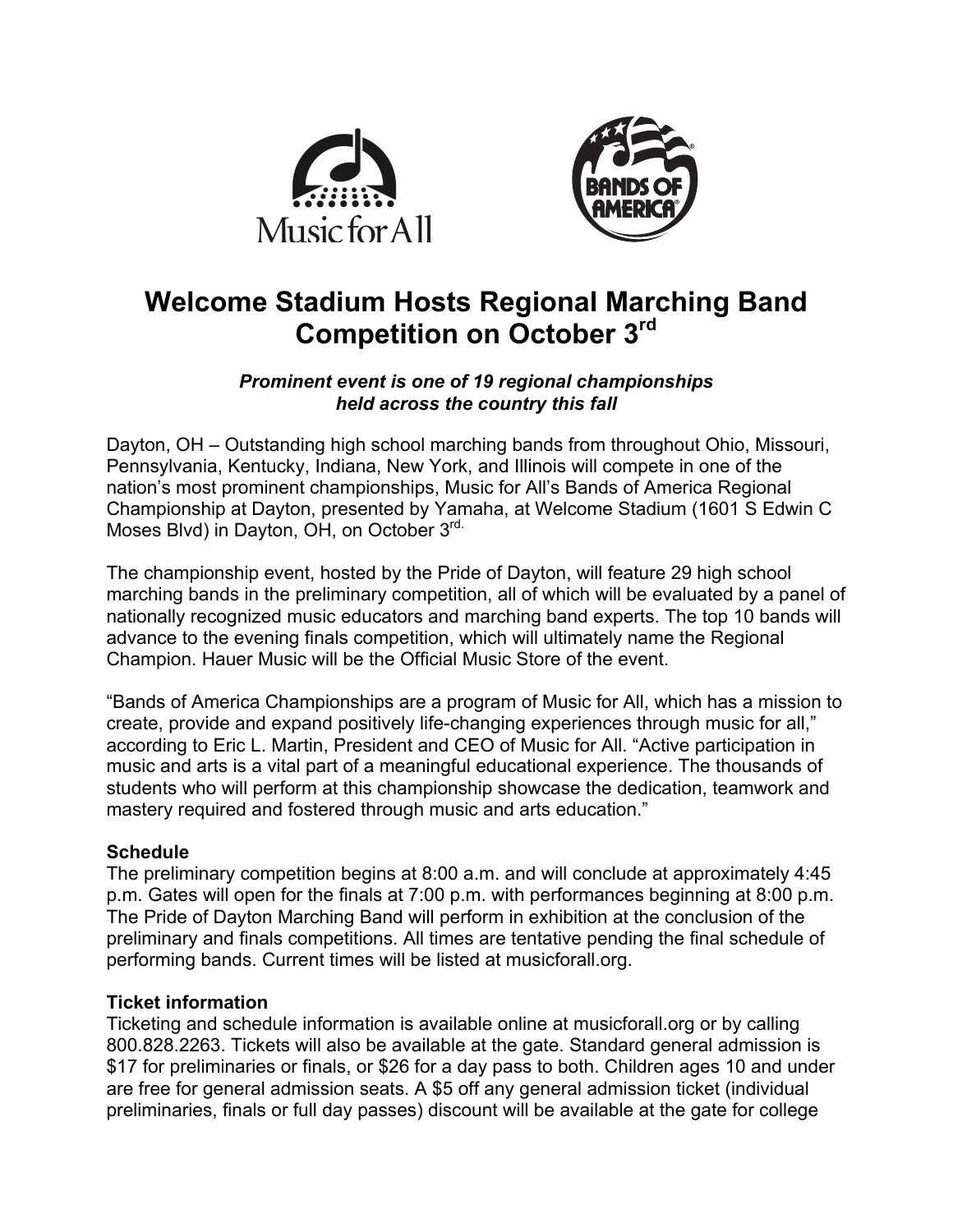# Welcome Stadium Hosts Regional Marching Band Competition on October 3rd

***Prominent event is one of 19 regional championships held across the country this fall***

Dayton, OH – Outstanding high school marching bands from throughout Ohio, Missouri, Pennsylvania, Kentucky, Indiana, New York, and Illinois will compete in one of the nation's most prominent championships, Music for All's Bands of America Regional Championship at Dayton, presented by Yamaha, at Welcome Stadium (1601 S Edwin C Moses Blvd) in Dayton, OH, on October 3rd.

The championship event, hosted by the Pride of Dayton, will feature 29 high school marching bands in the preliminary competition, all of which will be evaluated by a panel of nationally recognized music educators and marching band experts. The top 10 bands will advance to the evening finals competition, which will ultimately name the Regional Champion. Hauer Music will be the Official Music Store of the event.

"Bands of America Championships are a program of Music for All, which has a mission to create, provide and expand positively life-changing experiences through music for all," according to Eric L. Martin, President and CEO of Music for All. "Active participation in music and arts is a vital part of a meaningful educational experience. The thousands of students who will perform at this championship showcase the dedication, teamwork and mastery required and fostered through music and arts education."

**Schedule**

The preliminary competition begins at 8:00 a.m. and will conclude at approximately 4:45 p.m. Gates will open for the finals at 7:00 p.m. with performances beginning at 8:00 p.m. The Pride of Dayton Marching Band will perform in exhibition at the conclusion of the preliminary and finals competitions. All times are tentative pending the final schedule of performing bands. Current times will be listed at musicforall.org.

**Ticket information**

Ticketing and schedule information is available online at musicforall.org or by calling 800.828.2263. Tickets will also be available at the gate. Standard general admission is $17 for preliminaries or finals, or $26 for a day pass to both. Children ages 10 and under are free for general admission seats. A $5 off any general admission ticket (individual preliminaries, finals or full day passes) discount will be available at the gate for college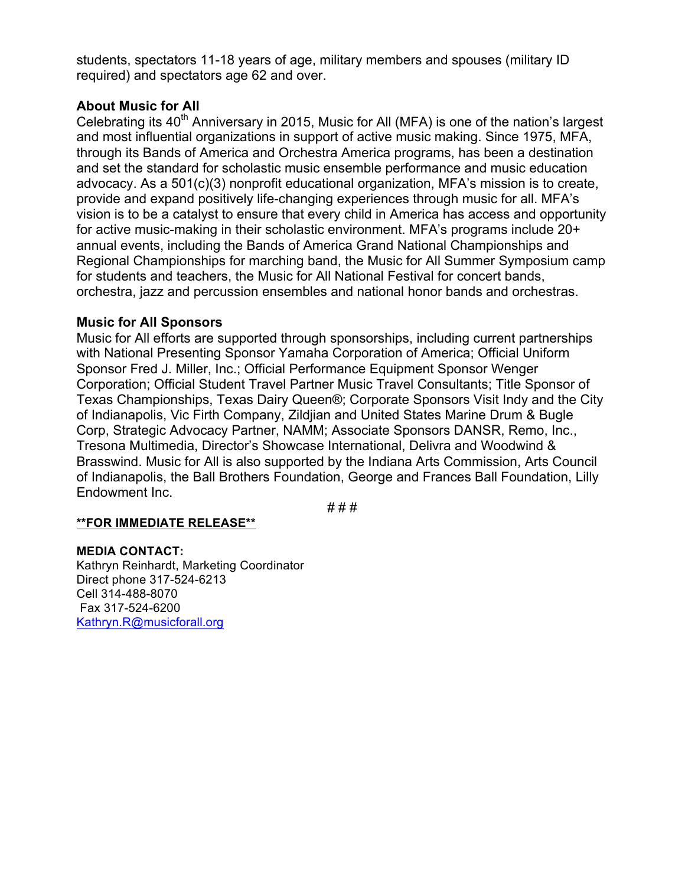students, spectators 11-18 years of age, military members and spouses (military ID required) and spectators age 62 and over.

**About Music for All**

Celebrating its 40th Anniversary in 2015, Music for All (MFA) is one of the nation's largest and most influential organizations in support of active music making. Since 1975, MFA, through its Bands of America and Orchestra America programs, has been a destination and set the standard for scholastic music ensemble performance and music education advocacy. As a 501(c)(3) nonprofit educational organization, MFA's mission is to create, provide and expand positively life-changing experiences through music for all. MFA's vision is to be a catalyst to ensure that every child in America has access and opportunity for active music-making in their scholastic environment. MFA's programs include 20+ annual events, including the Bands of America Grand National Championships and Regional Championships for marching band, the Music for All Summer Symposium camp for students and teachers, the Music for All National Festival for concert bands, orchestra, jazz and percussion ensembles and national honor bands and orchestras.

**Music for All Sponsors**

Music for All efforts are supported through sponsorships, including current partnerships with National Presenting Sponsor Yamaha Corporation of America; Official Uniform Sponsor Fred J. Miller, Inc.; Official Performance Equipment Sponsor Wenger Corporation; Official Student Travel Partner Music Travel Consultants; Title Sponsor of Texas Championships, Texas Dairy Queen®; Corporate Sponsors Visit Indy and the City of Indianapolis, Vic Firth Company, Zildjian and United States Marine Drum & Bugle Corp, Strategic Advocacy Partner, NAMM; Associate Sponsors DANSR, Remo, Inc., Tresona Multimedia, Director's Showcase International, Delivra and Woodwind & Brasswind. Music for All is also supported by the Indiana Arts Commission, Arts Council of Indianapolis, the Ball Brothers Foundation, George and Frances Ball Foundation, Lilly Endowment Inc.

# # #

<u>**FOR IMMEDIATE RELEASE**</u>

**MEDIA CONTACT:**
Kathryn Reinhardt, Marketing Coordinator
Direct phone 317-524-6213
Cell 314-488-8070
Fax 317-524-6200
Kathryn.R@musicforall.org